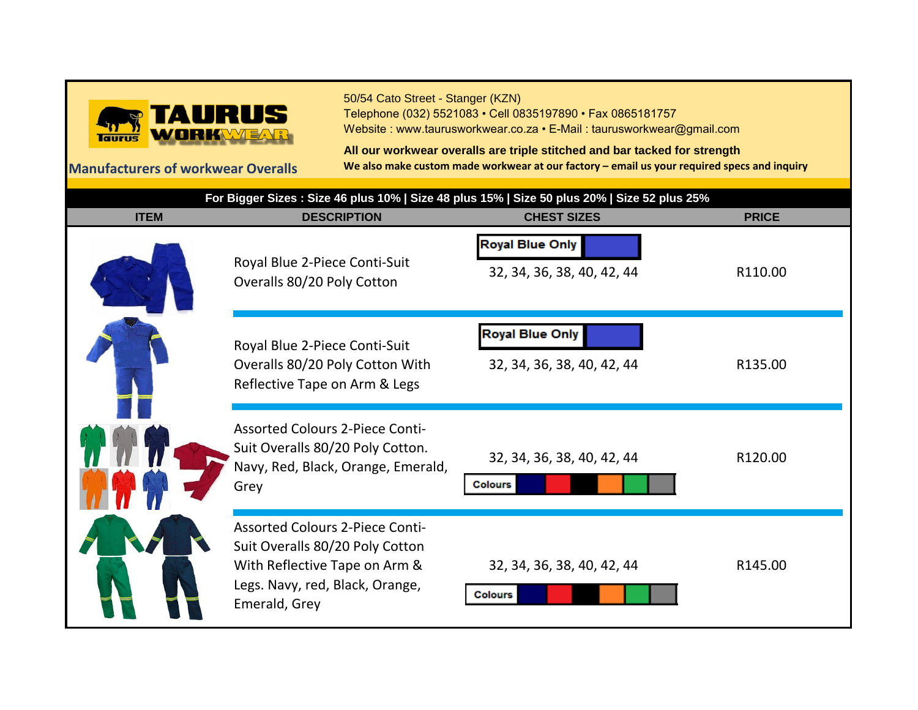# TAURUS WORKWEAR

**Manufacturers of workwear Overalls**

50/54 Cato Street - Stanger (KZN)
Telephone (032) 5521083 • Cell 0835197890 • Fax 0865181757
Website : www.taurusworkwear.co.za • E-Mail : taurusworkwear@gmail.com

**All our workwear overalls are triple stitched and bar tacked for strength**

**We also make custom made workwear at our factory – email us your required specs and inquiry**

**For Bigger Sizes : Size 46 plus 10% | Size 48 plus 15% | Size 50 plus 20% | Size 52 plus 25%**

| ITEM | DESCRIPTION | CHEST SIZES | PRICE |
|---|---|---|---|
| | Royal Blue 2-Piece Conti-Suit Overalls 80/20 Poly Cotton | Royal Blue Only<br>32, 34, 36, 38, 40, 42, 44 | R110.00 |
| | Royal Blue 2-Piece Conti-Suit Overalls 80/20 Poly Cotton With Reflective Tape on Arm & Legs | Royal Blue Only<br>32, 34, 36, 38, 40, 42, 44 | R135.00 |
| | Assorted Colours 2-Piece Conti-Suit Overalls 80/20 Poly Cotton. Navy, Red, Black, Orange, Emerald, Grey | 32, 34, 36, 38, 40, 42, 44<br>Colours | R120.00 |
| | Assorted Colours 2-Piece Conti-Suit Overalls 80/20 Poly Cotton With Reflective Tape on Arm & Legs. Navy, red, Black, Orange, Emerald, Grey | 32, 34, 36, 38, 40, 42, 44<br>Colours | R145.00 |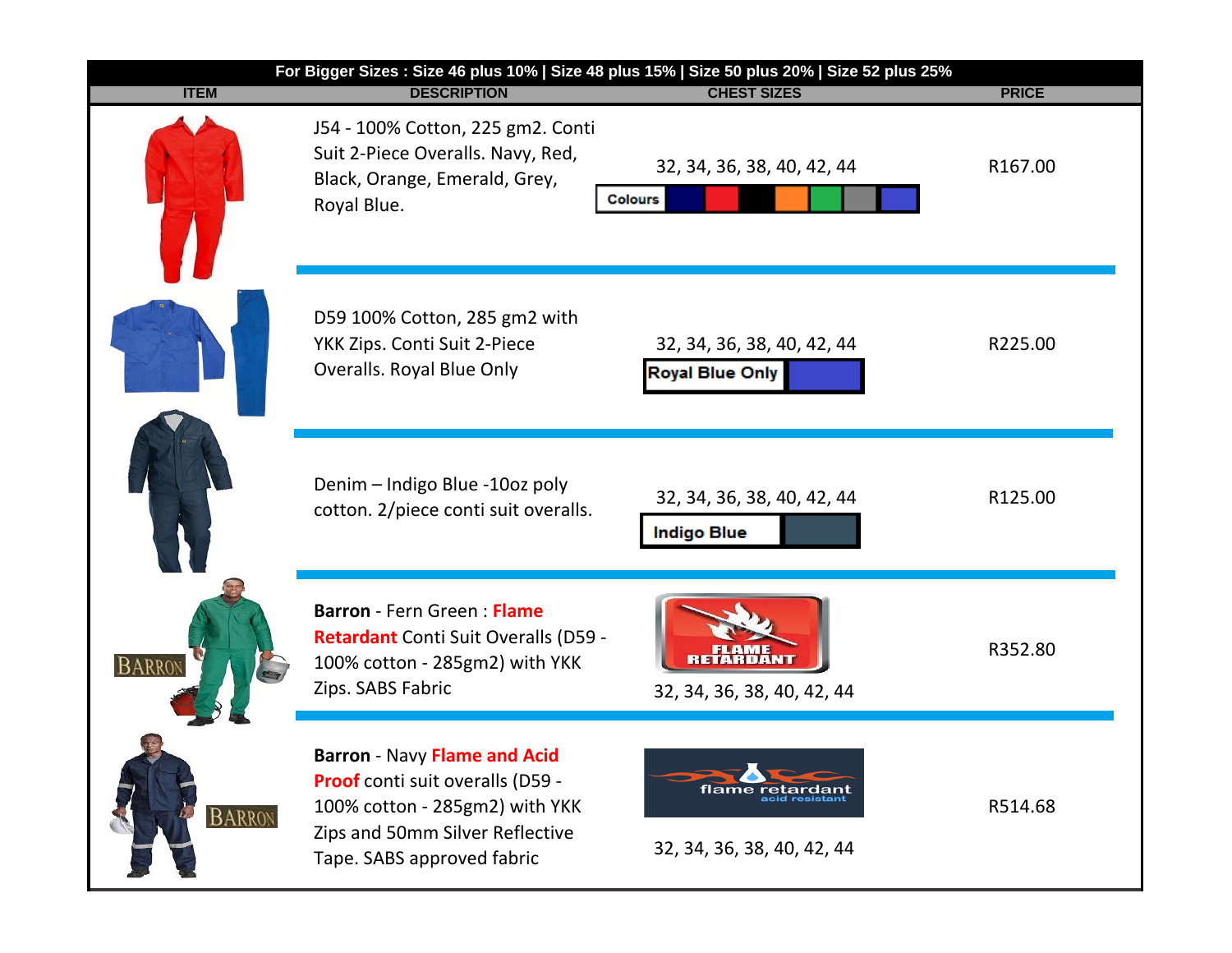**For Bigger Sizes : Size 46 plus 10% | Size 48 plus 15% | Size 50 plus 20% | Size 52 plus 25%**

| ITEM | DESCRIPTION | CHEST SIZES | PRICE |
|---|---|---|---|
| | J54 - 100% Cotton, 225 gm2. Conti Suit 2-Piece Overalls. Navy, Red, Black, Orange, Emerald, Grey, Royal Blue. | 32, 34, 36, 38, 40, 42, 44<br>Colours | R167.00 |
| | D59 100% Cotton, 285 gm2 with YKK Zips. Conti Suit 2-Piece Overalls. Royal Blue Only | 32, 34, 36, 38, 40, 42, 44<br>Royal Blue Only | R225.00 |
| | Denim – Indigo Blue -10oz poly cotton. 2/piece conti suit overalls. | 32, 34, 36, 38, 40, 42, 44<br>Indigo Blue | R125.00 |
| BARRON | **Barron** - Fern Green : **Flame Retardant** Conti Suit Overalls (D59 - 100% cotton - 285gm2) with YKK Zips. SABS Fabric | FLAME RETARDANT<br>32, 34, 36, 38, 40, 42, 44 | R352.80 |
| BARRON | **Barron** - Navy **Flame and Acid Proof** conti suit overalls (D59 - 100% cotton - 285gm2) with YKK Zips and 50mm Silver Reflective Tape. SABS approved fabric | flame retardant acid resistant<br>32, 34, 36, 38, 40, 42, 44 | R514.68 |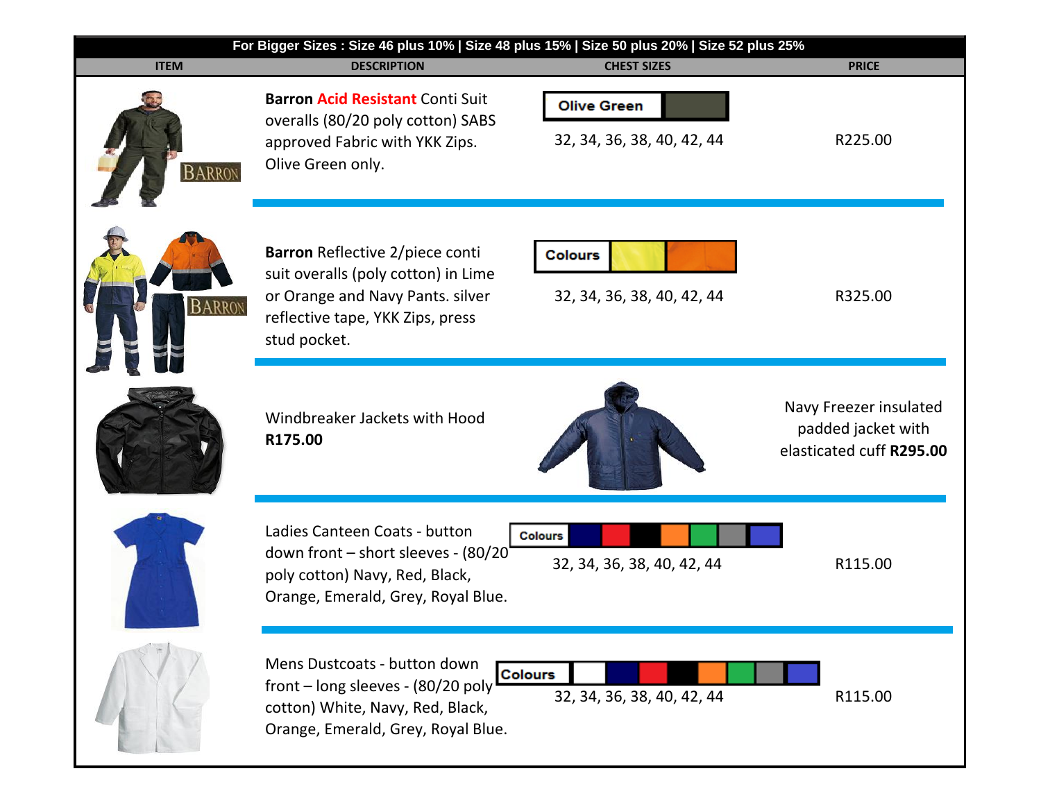**For Bigger Sizes : Size 46 plus 10% | Size 48 plus 15% | Size 50 plus 20% | Size 52 plus 25%**

| ITEM | DESCRIPTION | CHEST SIZES | PRICE |
| --- | --- | --- | --- |
| BARRON | **Barron** **Acid Resistant** Conti Suit overalls (80/20 poly cotton) SABS approved Fabric with YKK Zips. Olive Green only. | **Olive Green**<br>32, 34, 36, 38, 40, 42, 44 | R225.00 |
| BARRON | **Barron** Reflective 2/piece conti suit overalls (poly cotton) in Lime or Orange and Navy Pants. silver reflective tape, YKK Zips, press stud pocket. | **Colours**<br>32, 34, 36, 38, 40, 42, 44 | R325.00 |
| | Windbreaker Jackets with Hood **R175.00** | | Navy Freezer insulated padded jacket with elasticated cuff **R295.00** |
| | Ladies Canteen Coats - button down front – short sleeves - (80/20 poly cotton) Navy, Red, Black, Orange, Emerald, Grey, Royal Blue. | **Colours**<br>32, 34, 36, 38, 40, 42, 44 | R115.00 |
| | Mens Dustcoats - button down front – long sleeves - (80/20 poly cotton) White, Navy, Red, Black, Orange, Emerald, Grey, Royal Blue. | **Colours**<br>32, 34, 36, 38, 40, 42, 44 | R115.00 |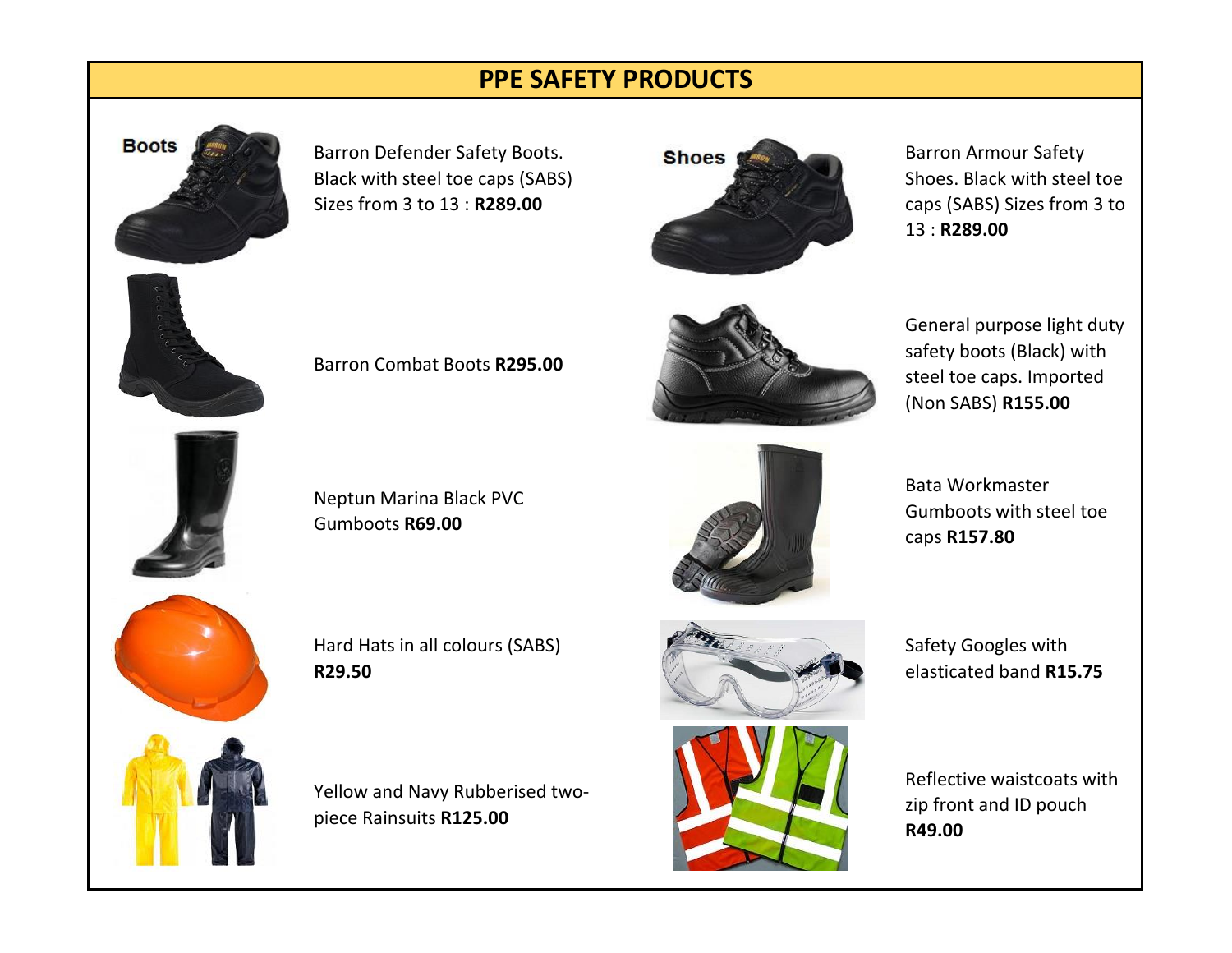# PPE SAFETY PRODUCTS

Barron Defender Safety Boots. Black with steel toe caps (SABS) Sizes from 3 to 13 : **R289.00**

Barron Combat Boots **R295.00**

Neptun Marina Black PVC Gumboots **R69.00**

Hard Hats in all colours (SABS) **R29.50**

Yellow and Navy Rubberised two-piece Rainsuits **R125.00**

Barron Armour Safety Shoes. Black with steel toe caps (SABS) Sizes from 3 to 13 : **R289.00**

General purpose light duty safety boots (Black) with steel toe caps. Imported (Non SABS) **R155.00**

Bata Workmaster Gumboots with steel toe caps **R157.80**

Safety Googles with elasticated band **R15.75**

Reflective waistcoats with zip front and ID pouch **R49.00**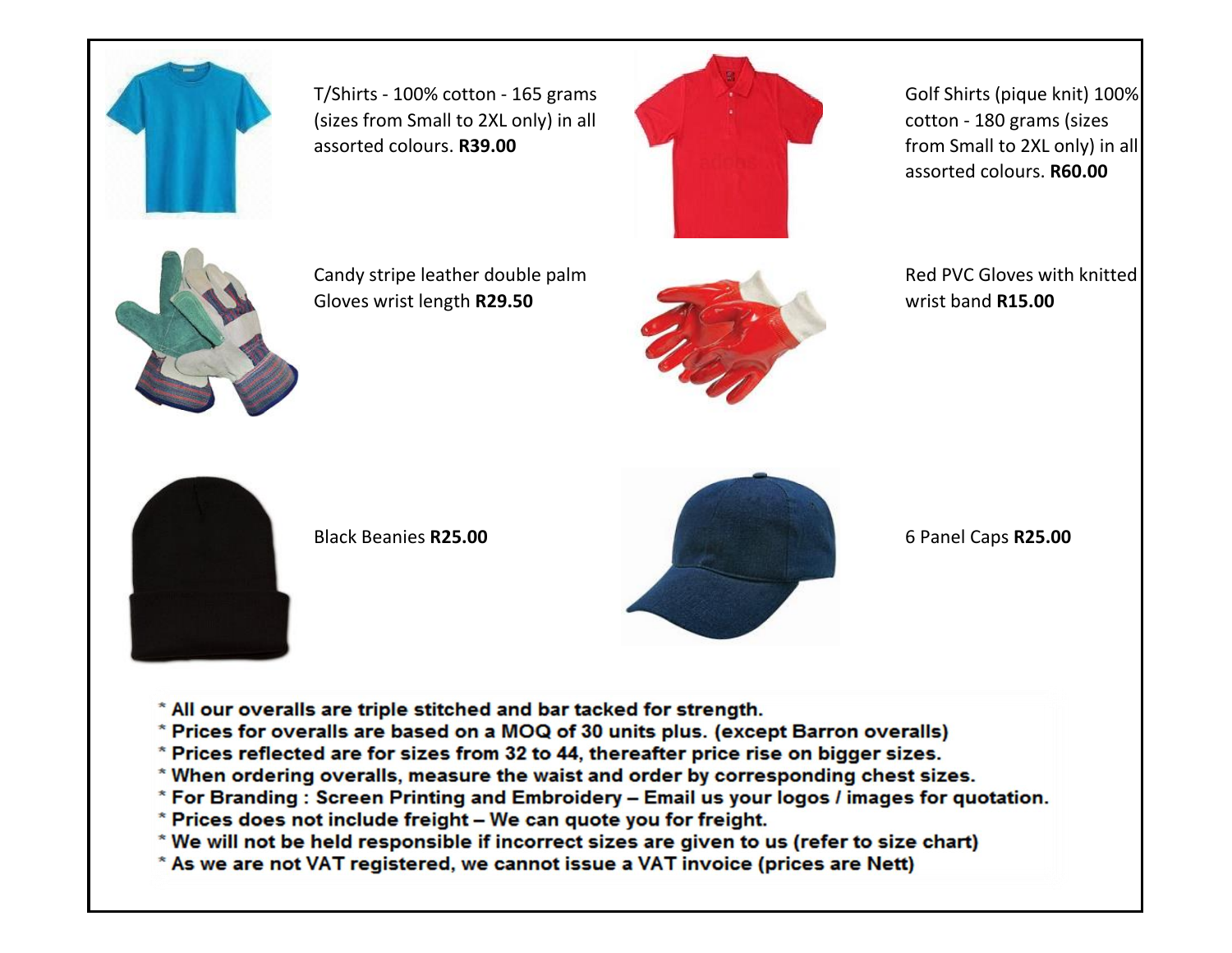T/Shirts - 100% cotton - 165 grams (sizes from Small to 2XL only) in all assorted colours. **R39.00**

Golf Shirts (pique knit) 100% cotton - 180 grams (sizes from Small to 2XL only) in all assorted colours. **R60.00**

Candy stripe leather double palm Gloves wrist length **R29.50**

Red PVC Gloves with knitted wrist band **R15.00**

Black Beanies **R25.00**

6 Panel Caps **R25.00**

**\* All our overalls are triple stitched and bar tacked for strength.**
**\* Prices for overalls are based on a MOQ of 30 units plus. (except Barron overalls)**
**\* Prices reflected are for sizes from 32 to 44, thereafter price rise on bigger sizes.**
**\* When ordering overalls, measure the waist and order by corresponding chest sizes.**
**\* For Branding : Screen Printing and Embroidery – Email us your logos / images for quotation.**
**\* Prices does not include freight – We can quote you for freight.**
**\* We will not be held responsible if incorrect sizes are given to us (refer to size chart)**
**\* As we are not VAT registered, we cannot issue a VAT invoice (prices are Nett)**